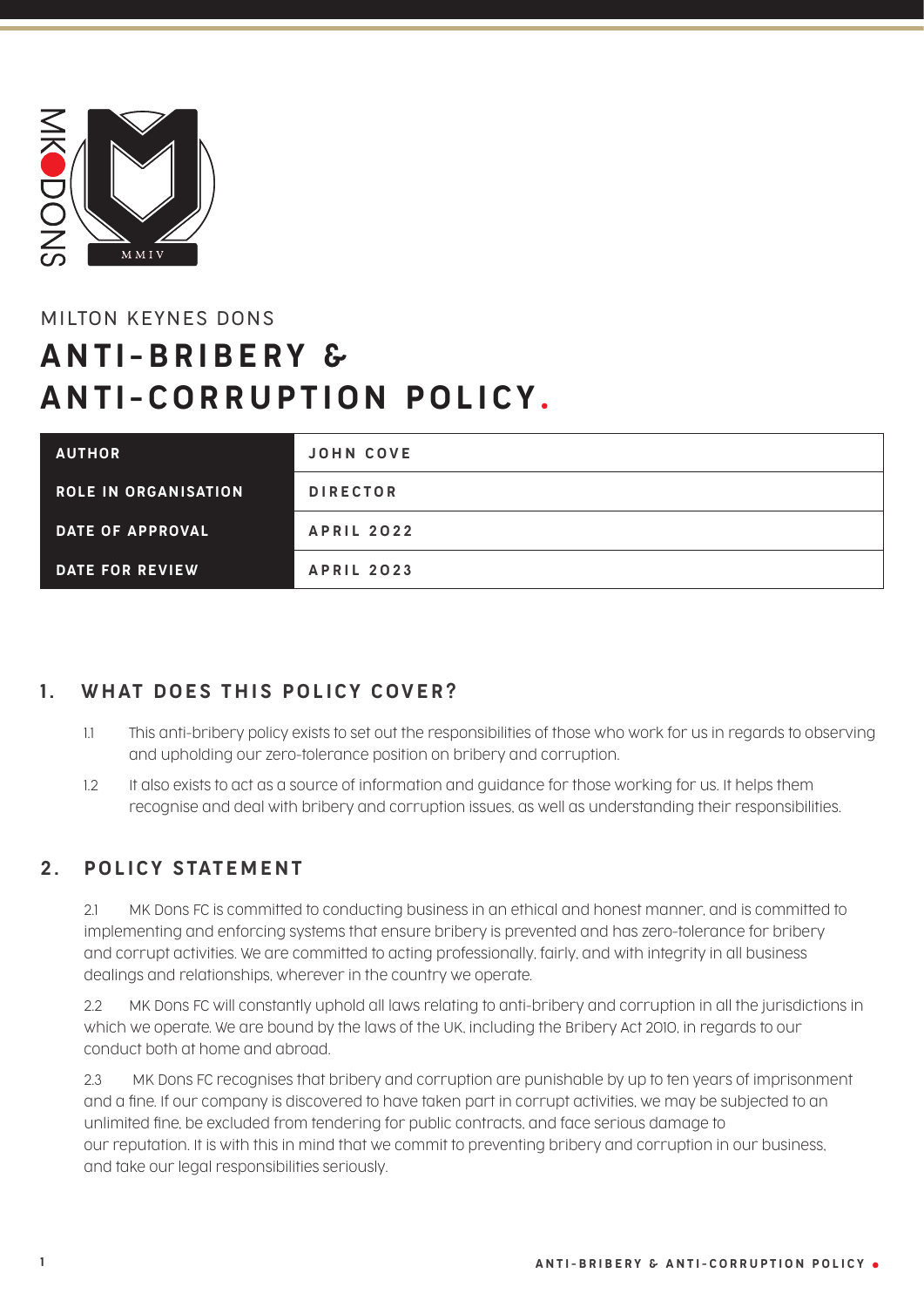MILTON KEYNES DONS

# ANTI-BRIBERY & ANTI-CORRUPTION POLICY.

| AUTHOR | JOHN COVE |
|---|---|
| ROLE IN ORGANISATION | DIRECTOR |
| DATE OF APPROVAL | APRIL 2022 |
| DATE FOR REVIEW | APRIL 2023 |

## 1. WHAT DOES THIS POLICY COVER?

1.1 This anti-bribery policy exists to set out the responsibilities of those who work for us in regards to observing and upholding our zero-tolerance position on bribery and corruption.

1.2 It also exists to act as a source of information and guidance for those working for us. It helps them recognise and deal with bribery and corruption issues, as well as understanding their responsibilities.

## 2. POLICY STATEMENT

2.1 MK Dons FC is committed to conducting business in an ethical and honest manner, and is committed to implementing and enforcing systems that ensure bribery is prevented and has zero-tolerance for bribery and corrupt activities. We are committed to acting professionally, fairly, and with integrity in all business dealings and relationships, wherever in the country we operate.

2.2 MK Dons FC will constantly uphold all laws relating to anti-bribery and corruption in all the jurisdictions in which we operate. We are bound by the laws of the UK, including the Bribery Act 2010, in regards to our conduct both at home and abroad.

2.3 MK Dons FC recognises that bribery and corruption are punishable by up to ten years of imprisonment and a fine. If our company is discovered to have taken part in corrupt activities, we may be subjected to an unlimited fine, be excluded from tendering for public contracts, and face serious damage to our reputation. It is with this in mind that we commit to preventing bribery and corruption in our business, and take our legal responsibilities seriously.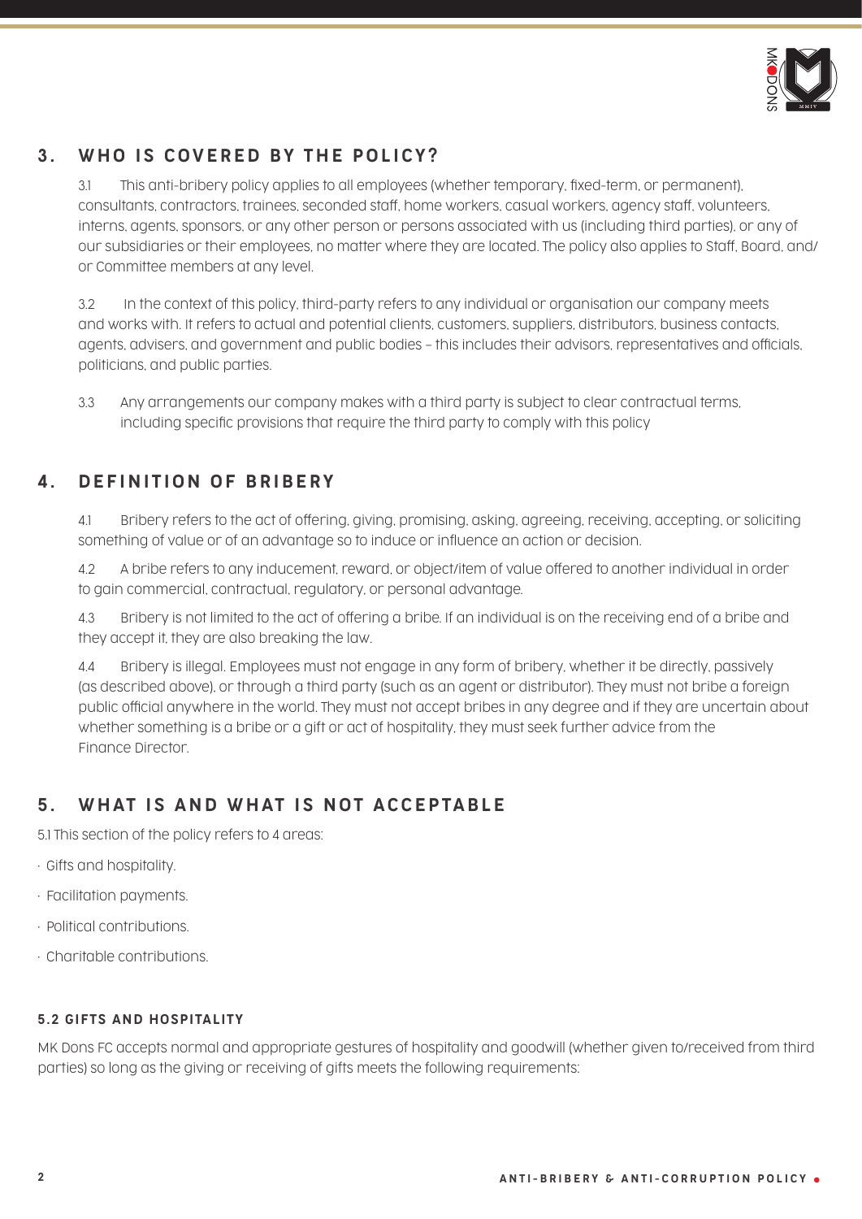## 3. WHO IS COVERED BY THE POLICY?

3.1 This anti-bribery policy applies to all employees (whether temporary, fixed-term, or permanent), consultants, contractors, trainees, seconded staff, home workers, casual workers, agency staff, volunteers, interns, agents, sponsors, or any other person or persons associated with us (including third parties), or any of our subsidiaries or their employees, no matter where they are located. The policy also applies to Staff, Board, and/or Committee members at any level.

3.2 In the context of this policy, third-party refers to any individual or organisation our company meets and works with. It refers to actual and potential clients, customers, suppliers, distributors, business contacts, agents, advisers, and government and public bodies – this includes their advisors, representatives and officials, politicians, and public parties.

3.3 Any arrangements our company makes with a third party is subject to clear contractual terms, including specific provisions that require the third party to comply with this policy

## 4. DEFINITION OF BRIBERY

4.1 Bribery refers to the act of offering, giving, promising, asking, agreeing, receiving, accepting, or soliciting something of value or of an advantage so to induce or influence an action or decision.

4.2 A bribe refers to any inducement, reward, or object/item of value offered to another individual in order to gain commercial, contractual, regulatory, or personal advantage.

4.3 Bribery is not limited to the act of offering a bribe. If an individual is on the receiving end of a bribe and they accept it, they are also breaking the law.

4.4 Bribery is illegal. Employees must not engage in any form of bribery, whether it be directly, passively (as described above), or through a third party (such as an agent or distributor). They must not bribe a foreign public official anywhere in the world. They must not accept bribes in any degree and if they are uncertain about whether something is a bribe or a gift or act of hospitality, they must seek further advice from the Finance Director.

## 5. WHAT IS AND WHAT IS NOT ACCEPTABLE

5.1 This section of the policy refers to 4 areas:

- Gifts and hospitality.
- Facilitation payments.
- Political contributions.
- Charitable contributions.

### 5.2 GIFTS AND HOSPITALITY

MK Dons FC accepts normal and appropriate gestures of hospitality and goodwill (whether given to/received from third parties) so long as the giving or receiving of gifts meets the following requirements: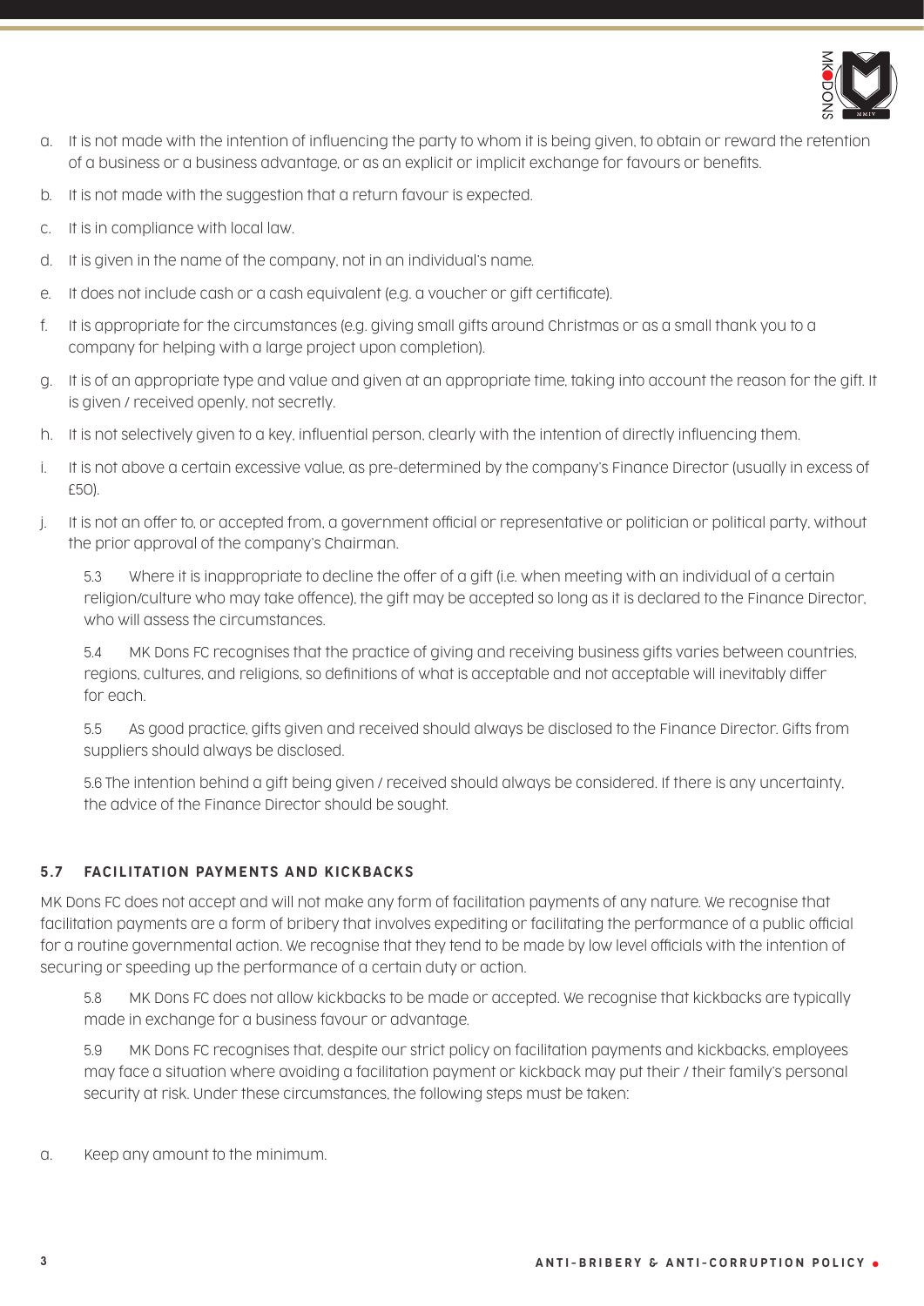a. It is not made with the intention of influencing the party to whom it is being given, to obtain or reward the retention of a business or a business advantage, or as an explicit or implicit exchange for favours or benefits.

b. It is not made with the suggestion that a return favour is expected.

c. It is in compliance with local law.

d. It is given in the name of the company, not in an individual's name.

e. It does not include cash or a cash equivalent (e.g. a voucher or gift certificate).

f. It is appropriate for the circumstances (e.g. giving small gifts around Christmas or as a small thank you to a company for helping with a large project upon completion).

g. It is of an appropriate type and value and given at an appropriate time, taking into account the reason for the gift. It is given / received openly, not secretly.

h. It is not selectively given to a key, influential person, clearly with the intention of directly influencing them.

i. It is not above a certain excessive value, as pre-determined by the company's Finance Director (usually in excess of £50).

j. It is not an offer to, or accepted from, a government official or representative or politician or political party, without the prior approval of the company's Chairman.

5.3 Where it is inappropriate to decline the offer of a gift (i.e. when meeting with an individual of a certain religion/culture who may take offence), the gift may be accepted so long as it is declared to the Finance Director, who will assess the circumstances.

5.4 MK Dons FC recognises that the practice of giving and receiving business gifts varies between countries, regions, cultures, and religions, so definitions of what is acceptable and not acceptable will inevitably differ for each.

5.5 As good practice, gifts given and received should always be disclosed to the Finance Director. Gifts from suppliers should always be disclosed.

5.6 The intention behind a gift being given / received should always be considered. If there is any uncertainty, the advice of the Finance Director should be sought.

### 5.7 FACILITATION PAYMENTS AND KICKBACKS

MK Dons FC does not accept and will not make any form of facilitation payments of any nature. We recognise that facilitation payments are a form of bribery that involves expediting or facilitating the performance of a public official for a routine governmental action. We recognise that they tend to be made by low level officials with the intention of securing or speeding up the performance of a certain duty or action.

5.8 MK Dons FC does not allow kickbacks to be made or accepted. We recognise that kickbacks are typically made in exchange for a business favour or advantage.

5.9 MK Dons FC recognises that, despite our strict policy on facilitation payments and kickbacks, employees may face a situation where avoiding a facilitation payment or kickback may put their / their family's personal security at risk. Under these circumstances, the following steps must be taken:

a. Keep any amount to the minimum.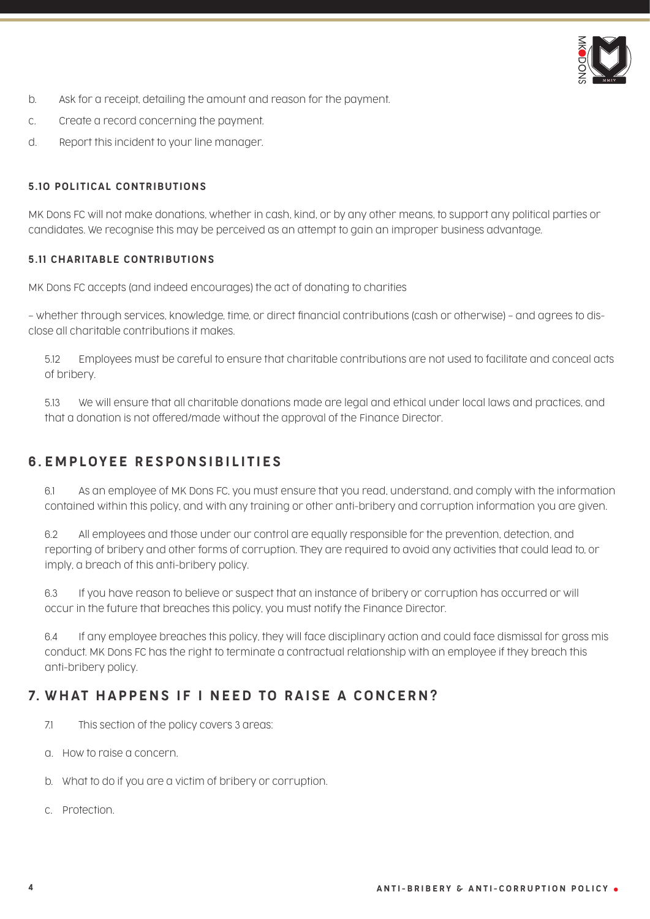b. Ask for a receipt, detailing the amount and reason for the payment.

c. Create a record concerning the payment.

d. Report this incident to your line manager.

#### 5.10 POLITICAL CONTRIBUTIONS

MK Dons FC will not make donations, whether in cash, kind, or by any other means, to support any political parties or candidates. We recognise this may be perceived as an attempt to gain an improper business advantage.

#### 5.11 CHARITABLE CONTRIBUTIONS

MK Dons FC accepts (and indeed encourages) the act of donating to charities

– whether through services, knowledge, time, or direct financial contributions (cash or otherwise) – and agrees to disclose all charitable contributions it makes.

5.12 Employees must be careful to ensure that charitable contributions are not used to facilitate and conceal acts of bribery.

5.13 We will ensure that all charitable donations made are legal and ethical under local laws and practices, and that a donation is not offered/made without the approval of the Finance Director.

## 6. EMPLOYEE RESPONSIBILITIES

6.1 As an employee of MK Dons FC, you must ensure that you read, understand, and comply with the information contained within this policy, and with any training or other anti-bribery and corruption information you are given.

6.2 All employees and those under our control are equally responsible for the prevention, detection, and reporting of bribery and other forms of corruption. They are required to avoid any activities that could lead to, or imply, a breach of this anti-bribery policy.

6.3 If you have reason to believe or suspect that an instance of bribery or corruption has occurred or will occur in the future that breaches this policy, you must notify the Finance Director.

6.4 If any employee breaches this policy, they will face disciplinary action and could face dismissal for gross mis conduct. MK Dons FC has the right to terminate a contractual relationship with an employee if they breach this anti-bribery policy.

## 7. WHAT HAPPENS IF I NEED TO RAISE A CONCERN?

7.1 This section of the policy covers 3 areas:

a. How to raise a concern.

b. What to do if you are a victim of bribery or corruption.

c. Protection.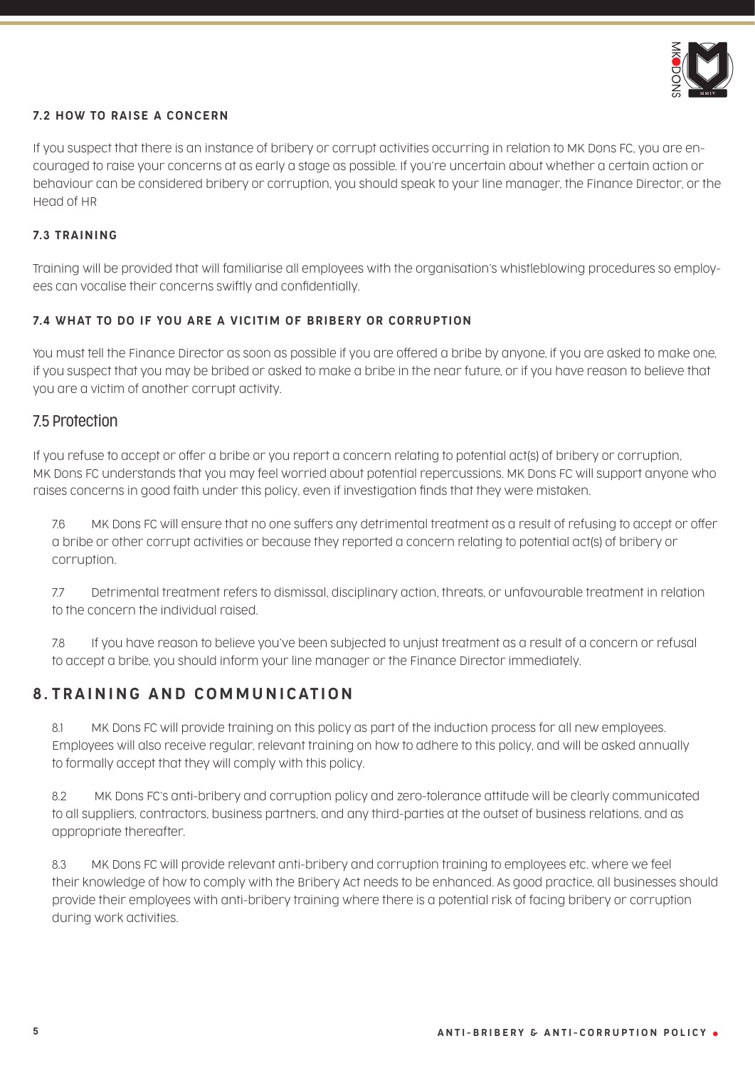### 7.2 HOW TO RAISE A CONCERN

If you suspect that there is an instance of bribery or corrupt activities occurring in relation to MK Dons FC, you are encouraged to raise your concerns at as early a stage as possible. If you're uncertain about whether a certain action or behaviour can be considered bribery or corruption, you should speak to your line manager, the Finance Director, or the Head of HR

### 7.3 TRAINING

Training will be provided that will familiarise all employees with the organisation's whistleblowing procedures so employees can vocalise their concerns swiftly and confidentially.

### 7.4 WHAT TO DO IF YOU ARE A VICITIM OF BRIBERY OR CORRUPTION

You must tell the Finance Director as soon as possible if you are offered a bribe by anyone, if you are asked to make one, if you suspect that you may be bribed or asked to make a bribe in the near future, or if you have reason to believe that you are a victim of another corrupt activity.

### 7.5 Protection

If you refuse to accept or offer a bribe or you report a concern relating to potential act(s) of bribery or corruption, MK Dons FC understands that you may feel worried about potential repercussions. MK Dons FC will support anyone who raises concerns in good faith under this policy, even if investigation finds that they were mistaken.

7.6 MK Dons FC will ensure that no one suffers any detrimental treatment as a result of refusing to accept or offer a bribe or other corrupt activities or because they reported a concern relating to potential act(s) of bribery or corruption.

7.7 Detrimental treatment refers to dismissal, disciplinary action, threats, or unfavourable treatment in relation to the concern the individual raised.

7.8 If you have reason to believe you've been subjected to unjust treatment as a result of a concern or refusal to accept a bribe, you should inform your line manager or the Finance Director immediately.

## 8. TRAINING AND COMMUNICATION

8.1 MK Dons FC will provide training on this policy as part of the induction process for all new employees. Employees will also receive regular, relevant training on how to adhere to this policy, and will be asked annually to formally accept that they will comply with this policy.

8.2 MK Dons FC's anti-bribery and corruption policy and zero-tolerance attitude will be clearly communicated to all suppliers, contractors, business partners, and any third-parties at the outset of business relations, and as appropriate thereafter.

8.3 MK Dons FC will provide relevant anti-bribery and corruption training to employees etc. where we feel their knowledge of how to comply with the Bribery Act needs to be enhanced. As good practice, all businesses should provide their employees with anti-bribery training where there is a potential risk of facing bribery or corruption during work activities.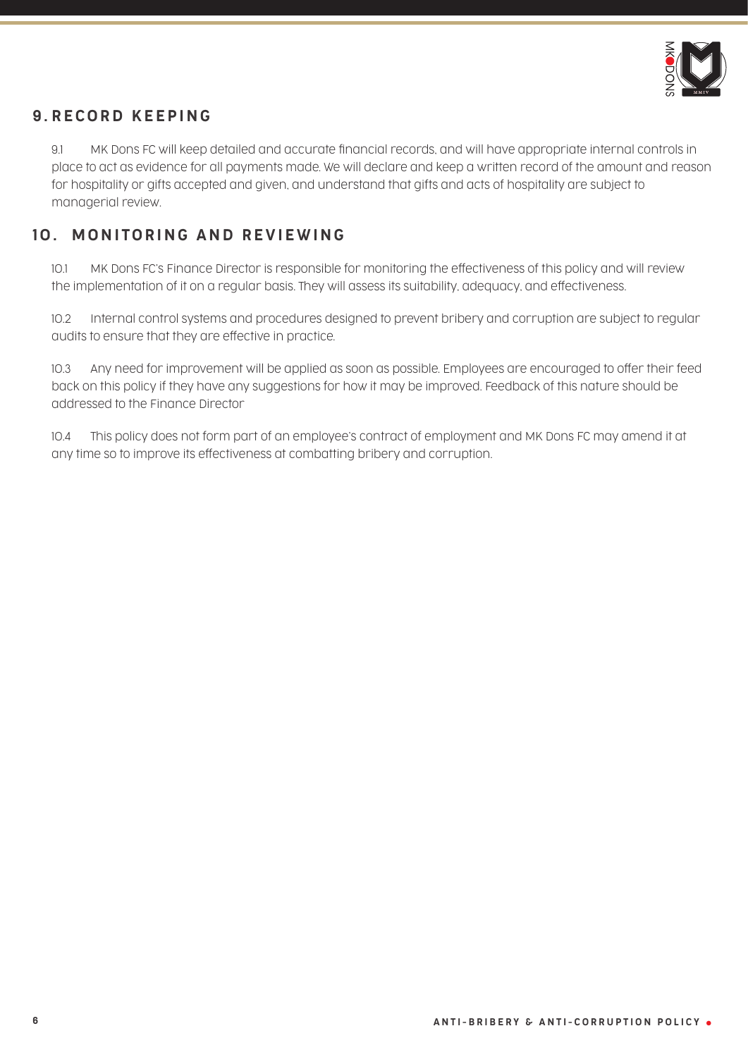## 9. RECORD KEEPING

9.1 MK Dons FC will keep detailed and accurate financial records, and will have appropriate internal controls in place to act as evidence for all payments made. We will declare and keep a written record of the amount and reason for hospitality or gifts accepted and given, and understand that gifts and acts of hospitality are subject to managerial review.

## 10. MONITORING AND REVIEWING

10.1 MK Dons FC's Finance Director is responsible for monitoring the effectiveness of this policy and will review the implementation of it on a regular basis. They will assess its suitability, adequacy, and effectiveness.

10.2 Internal control systems and procedures designed to prevent bribery and corruption are subject to regular audits to ensure that they are effective in practice.

10.3 Any need for improvement will be applied as soon as possible. Employees are encouraged to offer their feed back on this policy if they have any suggestions for how it may be improved. Feedback of this nature should be addressed to the Finance Director

10.4 This policy does not form part of an employee's contract of employment and MK Dons FC may amend it at any time so to improve its effectiveness at combatting bribery and corruption.